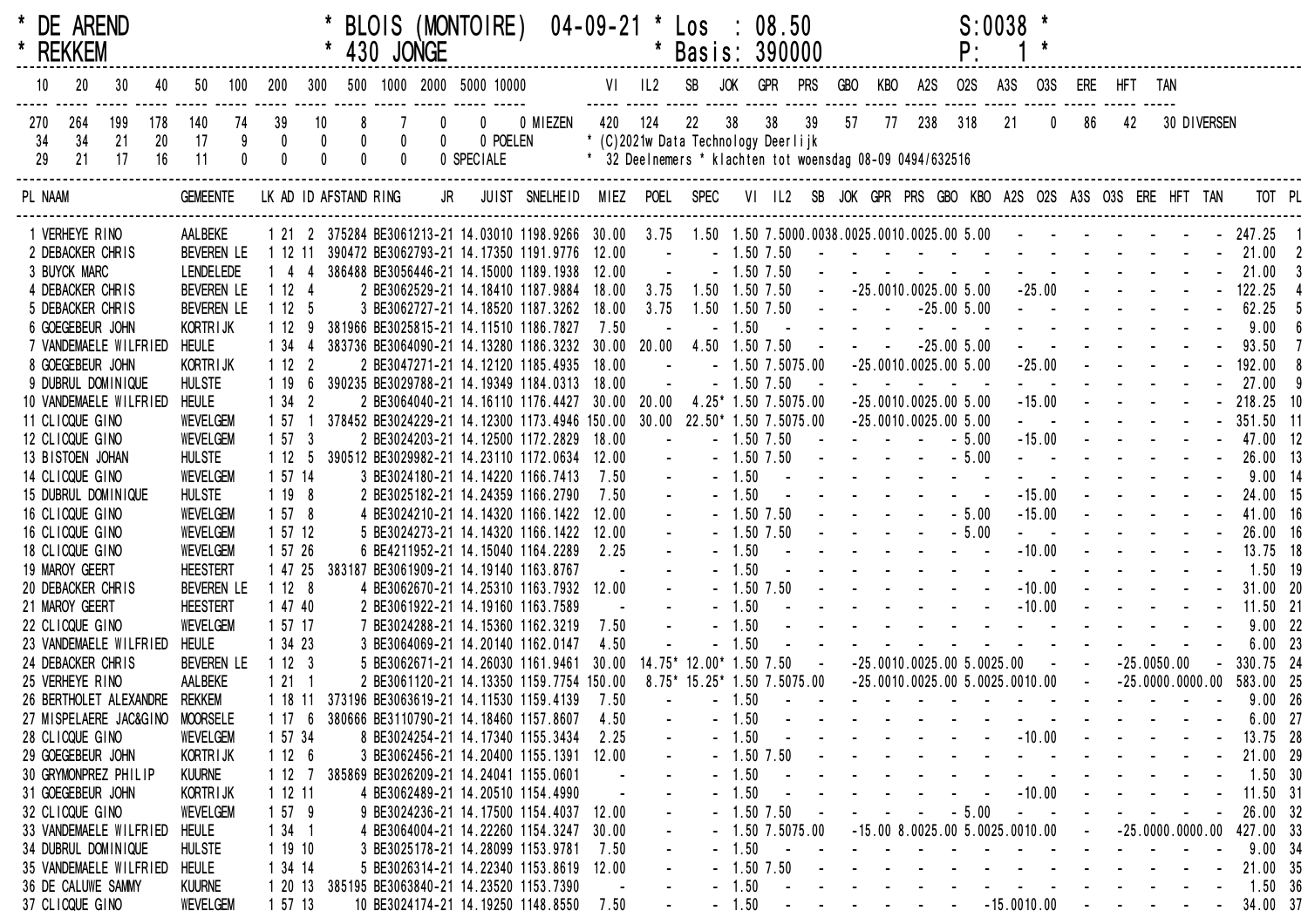\* DE AREND \* BLOIS (MONTOIRE) 04-09-21 \* Los : 08.50 S:0038 \*
\* REKKEM \* 430 JONGE \* Basis: 390000 P: 1 \*

| 10 | 20 | 30 | 40 | 50 | 100 | 200 | 300 | 500 | 1000 | 2000 | 5000 | 10000 | |
|---|---|---|---|---|---|---|---|---|---|---|---|---|---|
| 270 | 264 | 199 | 178 | 140 | 74 | 39 | 10 | 8 | 7 | 0 | 0 | 0 | MIEZEN |
| 34 | 34 | 21 | 20 | 17 | 9 | 0 | 0 | 0 | 0 | 0 | 0 | POELEN | |
| 29 | 21 | 17 | 16 | 11 | 0 | 0 | 0 | 0 | 0 | 0 | SPECIALE | | |

| VI | IL2 | SB | JOK | GPR | PRS | GBO | KBO | A2S | O2S | A3S | O3S | ERE | HFT | TAN | |
|---|---|---|---|---|---|---|---|---|---|---|---|---|---|---|---|
| 420 | 124 | 22 | 38 | 38 | 39 | 57 | 77 | 238 | 318 | 21 | 0 | 86 | 42 | 30 | DIVERSEN |

\* (C)2021w Data Technology Deerlijk
\* 32 Deelnemers \* klachten tot woensdag 08-09 0494/632516

| PL | NAAM | GEMEENTE | LK | AD | ID | AFSTAND | RING | JR | JUIST | SNELHEID | MIEZ | POEL | SPEC | VI | IL2 | SB | JOK | GPR | PRS | GBO | KBO | A2S | O2S | A3S | O3S | ERE | HFT | TAN | TOT | PL |
|---|---|---|---|---|---|---|---|---|---|---|---|---|---|---|---|---|---|---|---|---|---|---|---|---|---|---|---|---|---|---|
| 1 | VERHEYE RINO | AALBEKE | 1 | 21 | 2 | 375284 | BE3061213-21 | | 14.03010 | 1198.9266 | 30.00 | 3.75 | 1.50 | 1.50 | 7.50 | 00.00 | 38.00 | 25.00 | 10.00 | 25.00 | 5.00 | - | - | - | - | - | - | - | 247.25 | 1 |
| 2 | DEBACKER CHRIS | BEVEREN LE | 1 | 12 | 11 | 390472 | BE3062793-21 | | 14.17350 | 1191.9776 | 12.00 | - | - | 1.50 | 7.50 | - | - | - | - | - | - | - | - | - | - | - | - | - | 21.00 | 2 |
| 3 | BUYCK MARC | LENDELEDE | 1 | 4 | 4 | 386488 | BE3056446-21 | | 14.15000 | 1189.1938 | 12.00 | - | - | 1.50 | 7.50 | - | - | - | - | - | - | - | - | - | - | - | - | - | 21.00 | 3 |
| 4 | DEBACKER CHRIS | BEVEREN LE | 1 | 12 | 4 | 2 | BE3062529-21 | | 14.18410 | 1187.9884 | 18.00 | 3.75 | 1.50 | 1.50 | 7.50 | - | - | 25.00 | 10.00 | 25.00 | 5.00 | - | 25.00 | - | - | - | - | - | 122.25 | 4 |
| 5 | DEBACKER CHRIS | BEVEREN LE | 1 | 12 | 5 | 3 | BE3062727-21 | | 14.18520 | 1187.3262 | 18.00 | 3.75 | 1.50 | 1.50 | 7.50 | - | - | - | - | 25.00 | 5.00 | - | - | - | - | - | - | - | 62.25 | 5 |
| 6 | GOEGEBEUR JOHN | KORTRIJK | 1 | 12 | 9 | 381966 | BE3025815-21 | | 14.11510 | 1186.7827 | 7.50 | - | - | 1.50 | - | - | - | - | - | - | - | - | - | - | - | - | - | - | 9.00 | 6 |
| 7 | VANDEMAELE WILFRIED | HEULE | 1 | 34 | 4 | 383736 | BE3064090-21 | | 14.13280 | 1186.3232 | 30.00 | 20.00 | 4.50 | 1.50 | 7.50 | - | - | - | - | 25.00 | 5.00 | - | - | - | - | - | - | - | 93.50 | 7 |
| 8 | GOEGEBEUR JOHN | KORTRIJK | 1 | 12 | 2 | 2 | BE3047271-21 | | 14.12120 | 1185.4935 | 18.00 | - | - | 1.50 | 7.50 | 75.00 | - | 25.00 | 10.00 | 25.00 | 5.00 | - | 25.00 | - | - | - | - | - | 192.00 | 8 |
| 9 | DUBRUL DOMINIQUE | HULSTE | 1 | 19 | 6 | 390235 | BE3029788-21 | | 14.19349 | 1184.0313 | 18.00 | - | - | 1.50 | 7.50 | - | - | - | - | - | - | - | - | - | - | - | - | - | 27.00 | 9 |
| 10 | VANDEMAELE WILFRIED | HEULE | 1 | 34 | 2 | 2 | BE3064040-21 | | 14.16110 | 1176.4427 | 30.00 | 20.00 | 4.25* | 1.50 | 7.50 | 75.00 | - | 25.00 | 10.00 | 25.00 | 5.00 | - | 15.00 | - | - | - | - | - | 218.25 | 10 |
| 11 | CLICQUE GINO | WEVELGEM | 1 | 57 | 1 | 378452 | BE3024229-21 | | 14.12300 | 1173.4946 | 150.00 | 30.00 | 22.50* | 1.50 | 7.50 | 75.00 | - | 25.00 | 10.00 | 25.00 | 5.00 | - | - | - | - | - | - | - | 351.50 | 11 |
| 12 | CLICQUE GINO | WEVELGEM | 1 | 57 | 3 | 2 | BE3024203-21 | | 14.12500 | 1172.2829 | 18.00 | - | - | 1.50 | 7.50 | - | - | - | - | - | 5.00 | - | 15.00 | - | - | - | - | - | 47.00 | 12 |
| 13 | BISTOEN JOHAN | HULSTE | 1 | 12 | 5 | 390512 | BE3029982-21 | | 14.23110 | 1172.0634 | 12.00 | - | - | 1.50 | 7.50 | - | - | - | - | - | 5.00 | - | - | - | - | - | - | - | 26.00 | 13 |
| 14 | CLICQUE GINO | WEVELGEM | 1 | 57 | 14 | 3 | BE3024180-21 | | 14.14220 | 1166.7413 | 7.50 | - | - | 1.50 | - | - | - | - | - | - | - | - | - | - | - | - | - | - | 9.00 | 14 |
| 15 | DUBRUL DOMINIQUE | HULSTE | 1 | 19 | 8 | 2 | BE3025182-21 | | 14.24359 | 1166.2790 | 7.50 | - | - | 1.50 | - | - | - | - | - | - | - | - | 15.00 | - | - | - | - | - | 24.00 | 15 |
| 16 | CLICQUE GINO | WEVELGEM | 1 | 57 | 8 | 4 | BE3024210-21 | | 14.14320 | 1166.1422 | 12.00 | - | - | 1.50 | 7.50 | - | - | - | - | - | 5.00 | - | 15.00 | - | - | - | - | - | 41.00 | 16 |
| 16 | CLICQUE GINO | WEVELGEM | 1 | 57 | 12 | 5 | BE3024273-21 | | 14.14320 | 1166.1422 | 12.00 | - | - | 1.50 | 7.50 | - | - | - | - | - | 5.00 | - | - | - | - | - | - | - | 26.00 | 16 |
| 18 | CLICQUE GINO | WEVELGEM | 1 | 57 | 26 | 6 | BE4211952-21 | | 14.15040 | 1164.2289 | 2.25 | - | - | 1.50 | - | - | - | - | - | - | - | - | 10.00 | - | - | - | - | - | 13.75 | 18 |
| 19 | MAROY GEERT | HEESTERT | 1 | 47 | 25 | 383187 | BE3061909-21 | | 14.19140 | 1163.8767 | - | - | - | 1.50 | - | - | - | - | - | - | - | - | - | - | - | - | - | - | 1.50 | 19 |
| 20 | DEBACKER CHRIS | BEVEREN LE | 1 | 12 | 8 | 4 | BE3062670-21 | | 14.25310 | 1163.7932 | 12.00 | - | - | 1.50 | 7.50 | - | - | - | - | - | - | - | 10.00 | - | - | - | - | - | 31.00 | 20 |
| 21 | MAROY GEERT | HEESTERT | 1 | 47 | 40 | 2 | BE3061922-21 | | 14.19160 | 1163.7589 | - | - | - | 1.50 | - | - | - | - | - | - | - | - | 10.00 | - | - | - | - | - | 11.50 | 21 |
| 22 | CLICQUE GINO | WEVELGEM | 1 | 57 | 17 | 7 | BE3024288-21 | | 14.15360 | 1162.3219 | 7.50 | - | - | 1.50 | - | - | - | - | - | - | - | - | - | - | - | - | - | - | 9.00 | 22 |
| 23 | VANDEMAELE WILFRIED | HEULE | 1 | 34 | 23 | 3 | BE3064069-21 | | 14.20140 | 1162.0147 | 4.50 | - | - | 1.50 | - | - | - | - | - | - | - | - | - | - | - | - | - | - | 6.00 | 23 |
| 24 | DEBACKER CHRIS | BEVEREN LE | 1 | 12 | 3 | 5 | BE3062671-21 | | 14.26030 | 1161.9461 | 30.00 | 14.75* | 12.00* | 1.50 | 7.50 | - | - | 25.00 | 10.00 | 25.00 | 5.00 | 25.00 | - | - | - | 25.00 | 50.00 | - | 330.75 | 24 |
| 25 | VERHEYE RINO | AALBEKE | 1 | 21 | 1 | 2 | BE3061120-21 | | 14.13350 | 1159.7754 | 150.00 | 8.75* | 15.25* | 1.50 | 7.50 | 75.00 | - | 25.00 | 10.00 | 25.00 | 5.00 | 25.00 | 10.00 | - | - | 25.00 | 00.00 | 00.00 | 583.00 | 25 |
| 26 | BERTHOLET ALEXANDRE | REKKEM | 1 | 18 | 11 | 373196 | BE3063619-21 | | 14.11530 | 1159.4139 | 7.50 | - | - | 1.50 | - | - | - | - | - | - | - | - | - | - | - | - | - | - | 9.00 | 26 |
| 27 | MISPELAERE JAC&GINO | MOORSELE | 1 | 17 | 6 | 380666 | BE3110790-21 | | 14.18460 | 1157.8607 | 4.50 | - | - | 1.50 | - | - | - | - | - | - | - | - | - | - | - | - | - | - | 6.00 | 27 |
| 28 | CLICQUE GINO | WEVELGEM | 1 | 57 | 34 | 8 | BE3024254-21 | | 14.17340 | 1155.3434 | 2.25 | - | - | 1.50 | - | - | - | - | - | - | - | - | 10.00 | - | - | - | - | - | 13.75 | 28 |
| 29 | GOEGEBEUR JOHN | KORTRIJK | 1 | 12 | 6 | 3 | BE3062456-21 | | 14.20400 | 1155.1391 | 12.00 | - | - | 1.50 | 7.50 | - | - | - | - | - | - | - | - | - | - | - | - | - | 21.00 | 29 |
| 30 | GRYMONPREZ PHILIP | KUURNE | 1 | 12 | 7 | 385869 | BE3026209-21 | | 14.24041 | 1155.0601 | - | - | - | 1.50 | - | - | - | - | - | - | - | - | - | - | - | - | - | - | 1.50 | 30 |
| 31 | GOEGEBEUR JOHN | KORTRIJK | 1 | 12 | 11 | 4 | BE3062489-21 | | 14.20510 | 1154.4990 | - | - | - | 1.50 | - | - | - | - | - | - | - | - | 10.00 | - | - | - | - | - | 11.50 | 31 |
| 32 | CLICQUE GINO | WEVELGEM | 1 | 57 | 9 | 9 | BE3024236-21 | | 14.17500 | 1154.4037 | 12.00 | - | - | 1.50 | 7.50 | - | - | - | - | - | 5.00 | - | - | - | - | - | - | - | 26.00 | 32 |
| 33 | VANDEMAELE WILFRIED | HEULE | 1 | 34 | 1 | 4 | BE3064004-21 | | 14.22460 | 1154.3247 | 30.00 | - | - | 1.50 | 7.50 | 75.00 | - | 15.00 | 8.00 | 25.00 | 5.00 | 25.00 | 10.00 | - | - | 25.00 | 00.00 | 00.00 | 427.00 | 33 |
| 34 | DUBRUL DOMINIQUE | HULSTE | 1 | 19 | 10 | 3 | BE3025178-21 | | 14.28099 | 1153.9781 | 7.50 | - | - | 1.50 | - | - | - | - | - | - | - | - | - | - | - | - | - | - | 9.00 | 34 |
| 35 | VANDEMAELE WILFRIED | HEULE | 1 | 34 | 14 | 5 | BE3026314-21 | | 14.22340 | 1153.8619 | 12.00 | - | - | 1.50 | 7.50 | - | - | - | - | - | - | - | - | - | - | - | - | - | 21.00 | 35 |
| 36 | DE CALUWE SAMMY | KUURNE | 1 | 20 | 13 | 385195 | BE3063840-21 | | 14.23520 | 1153.7390 | - | - | - | 1.50 | - | - | - | - | - | - | - | - | - | - | - | - | - | - | 1.50 | 36 |
| 37 | CLICQUE GINO | WEVELGEM | 1 | 57 | 13 | 10 | BE3024174-21 | | 14.19250 | 1148.8550 | 7.50 | - | - | 1.50 | - | - | - | - | - | - | - | 15.00 | 10.00 | - | - | - | - | - | 34.00 | 37 |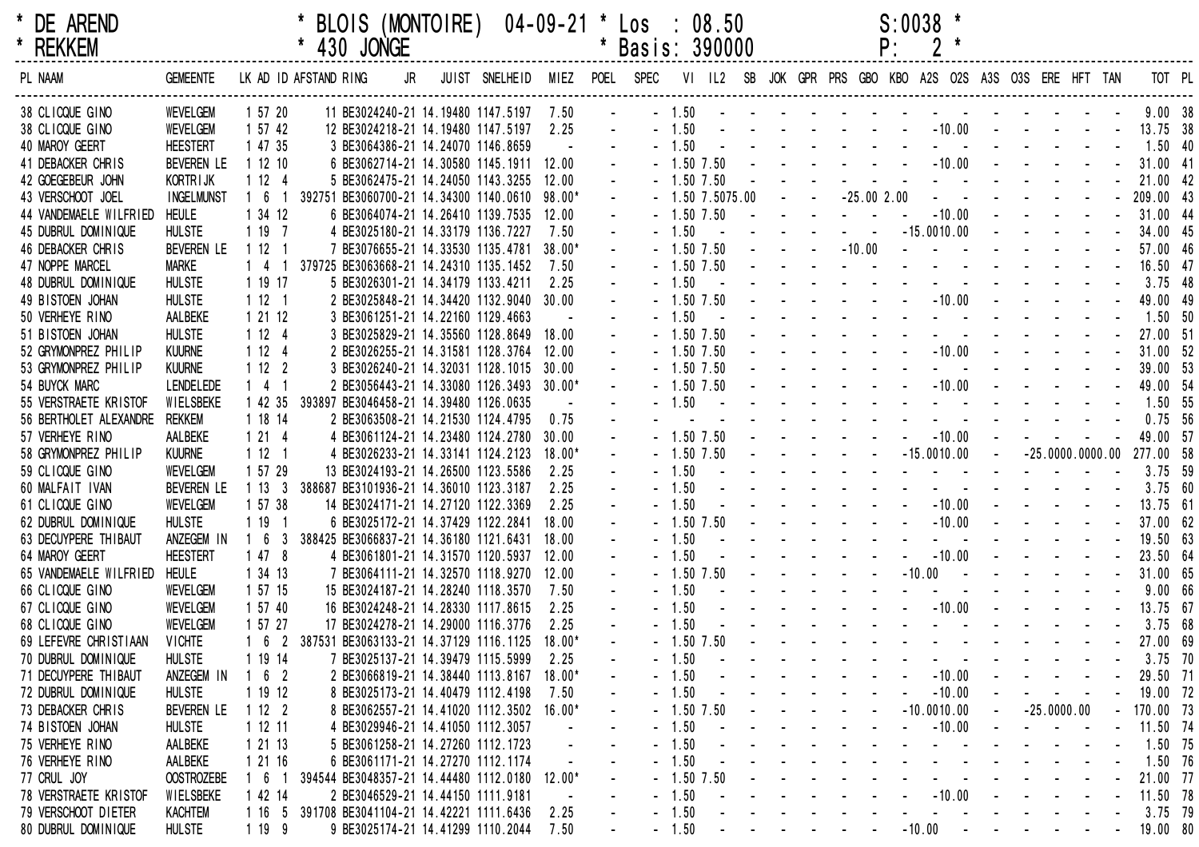* DE AREND * BLOIS (MONTOIRE) 04-09-21 * Los : 08.50 S:0038 *
* REKKEM * 430 JONGE * Basis: 390000 P: 2 *

| PL | NAAM | GEMEENTE | LK | AD | ID | AFSTAND | RING | JR | JUIST | SNELHEID | MIEZ | POEL | SPEC | VI | IL2 | SB | JOK | GPR | PRS | GBO | KBO | A2S | O2S | A3S | O3S | ERE | HFT | TAN | TOT | PL |
|---|---|---|---|---|---|---|---|---|---|---|---|---|---|---|---|---|---|---|---|---|---|---|---|---|---|---|---|---|---|---|
| 38 | CLICQUE GINO | WEVELGEM | 1 | 57 | 20 | 11 | BE3024240-21 | | 14.19480 | 1147.5197 | 7.50 | - | - | 1.50 | - | - | - | - | - | - | - | - | - | - | - | - | - | - | 9.00 | 38 |
| 38 | CLICQUE GINO | WEVELGEM | 1 | 57 | 42 | 12 | BE3024218-21 | | 14.19480 | 1147.5197 | 2.25 | - | - | 1.50 | - | - | - | - | - | - | - | - | 10.00 | - | - | - | - | - | 13.75 | 38 |
| 40 | MAROY GEERT | HEESTERT | 1 | 47 | 35 | 3 | BE3064386-21 | | 14.24070 | 1146.8659 | - | - | - | 1.50 | - | - | - | - | - | - | - | - | - | - | - | - | - | - | 1.50 | 40 |
| 41 | DEBACKER CHRIS | BEVEREN LE | 1 | 12 | 10 | 6 | BE3062714-21 | | 14.30580 | 1145.1911 | 12.00 | - | - | 1.50 | 7.50 | - | - | - | - | - | - | - | 10.00 | - | - | - | - | - | 31.00 | 41 |
| 42 | GOEGEBEUR JOHN | KORTRIJK | 1 | 12 | 4 | 5 | BE3062475-21 | | 14.24050 | 1143.3255 | 12.00 | - | - | 1.50 | 7.50 | - | - | - | - | - | - | - | - | - | - | - | - | - | 21.00 | 42 |
| 43 | VERSCHOOT JOEL | INGELMUNST | 1 | 6 | 1 | 392751 | BE3060700-21 | | 14.34300 | 1140.0610 | 98.00* | - | - | 1.50 | 7.50 | 75.00 | - | - | - | 25.00 | 2.00 | - | - | - | - | - | - | - | 209.00 | 43 |
| 44 | VANDEMAELE WILFRIED | HEULE | 1 | 34 | 12 | 6 | BE3064074-21 | | 14.26410 | 1139.7535 | 12.00 | - | - | 1.50 | 7.50 | - | - | - | - | - | - | - | 10.00 | - | - | - | - | - | 31.00 | 44 |
| 45 | DUBRUL DOMINIQUE | HULSTE | 1 | 19 | 7 | 4 | BE3025180-21 | | 14.33179 | 1136.7227 | 7.50 | - | - | 1.50 | - | - | - | - | - | - | - | 15.00 | 10.00 | - | - | - | - | - | 34.00 | 45 |
| 46 | DEBACKER CHRIS | BEVEREN LE | 1 | 12 | 1 | 7 | BE3076655-21 | | 14.33530 | 1135.4781 | 38.00* | - | - | 1.50 | 7.50 | - | - | - | - | 10.00 | - | - | - | - | - | - | - | - | 57.00 | 46 |
| 47 | NOPPE MARCEL | MARKE | 1 | 4 | 1 | 379725 | BE3063668-21 | | 14.24310 | 1135.1452 | 7.50 | - | - | 1.50 | 7.50 | - | - | - | - | - | - | - | - | - | - | - | - | - | 16.50 | 47 |
| 48 | DUBRUL DOMINIQUE | HULSTE | 1 | 19 | 17 | 5 | BE3026301-21 | | 14.34179 | 1133.4211 | 2.25 | - | - | 1.50 | - | - | - | - | - | - | - | - | - | - | - | - | - | - | 3.75 | 48 |
| 49 | BISTOEN JOHAN | HULSTE | 1 | 12 | 1 | 2 | BE3025848-21 | | 14.34420 | 1132.9040 | 30.00 | - | - | 1.50 | 7.50 | - | - | - | - | - | - | - | 10.00 | - | - | - | - | - | 49.00 | 49 |
| 50 | VERHEYE RINO | AALBEKE | 1 | 21 | 12 | 3 | BE3061251-21 | | 14.22160 | 1129.4663 | - | - | - | 1.50 | - | - | - | - | - | - | - | - | - | - | - | - | - | - | 1.50 | 50 |
| 51 | BISTOEN JOHAN | HULSTE | 1 | 12 | 4 | 3 | BE3025829-21 | | 14.35560 | 1128.8649 | 18.00 | - | - | 1.50 | 7.50 | - | - | - | - | - | - | - | - | - | - | - | - | - | 27.00 | 51 |
| 52 | GRYMONPREZ PHILIP | KUURNE | 1 | 12 | 4 | 2 | BE3026255-21 | | 14.31581 | 1128.3764 | 12.00 | - | - | 1.50 | 7.50 | - | - | - | - | - | - | - | 10.00 | - | - | - | - | - | 31.00 | 52 |
| 53 | GRYMONPREZ PHILIP | KUURNE | 1 | 12 | 2 | 3 | BE3026240-21 | | 14.32031 | 1128.1015 | 30.00 | - | - | 1.50 | 7.50 | - | - | - | - | - | - | - | - | - | - | - | - | - | 39.00 | 53 |
| 54 | BUYCK MARC | LENDELEDE | 1 | 4 | 1 | 2 | BE3056443-21 | | 14.33080 | 1126.3493 | 30.00* | - | - | 1.50 | 7.50 | - | - | - | - | - | - | - | 10.00 | - | - | - | - | - | 49.00 | 54 |
| 55 | VERSTRAETE KRISTOF | WIELSBEKE | 1 | 42 | 35 | 393897 | BE3046458-21 | | 14.39480 | 1126.0635 | - | - | - | 1.50 | - | - | - | - | - | - | - | - | - | - | - | - | - | - | 1.50 | 55 |
| 56 | BERTHOLET ALEXANDRE | REKKEM | 1 | 18 | 14 | 2 | BE3063508-21 | | 14.21530 | 1124.4795 | 0.75 | - | - | - | - | - | - | - | - | - | - | - | - | - | - | - | - | - | 0.75 | 56 |
| 57 | VERHEYE RINO | AALBEKE | 1 | 21 | 4 | 4 | BE3061124-21 | | 14.23480 | 1124.2780 | 30.00 | - | - | 1.50 | 7.50 | - | - | - | - | - | - | - | 10.00 | - | - | - | - | - | 49.00 | 57 |
| 58 | GRYMONPREZ PHILIP | KUURNE | 1 | 12 | 1 | 4 | BE3026233-21 | | 14.33141 | 1124.2123 | 18.00* | - | - | 1.50 | 7.50 | - | - | - | - | - | - | 15.00 | 10.00 | - | - | 25.00 | 00.00 | 00.00 | 277.00 | 58 |
| 59 | CLICQUE GINO | WEVELGEM | 1 | 57 | 29 | 13 | BE3024193-21 | | 14.26500 | 1123.5586 | 2.25 | - | - | 1.50 | - | - | - | - | - | - | - | - | - | - | - | - | - | - | 3.75 | 59 |
| 60 | MALFAIT IVAN | BEVEREN LE | 1 | 13 | 3 | 388687 | BE3101936-21 | | 14.36010 | 1123.3187 | 2.25 | - | - | 1.50 | - | - | - | - | - | - | - | - | - | - | - | - | - | - | 3.75 | 60 |
| 61 | CLICQUE GINO | WEVELGEM | 1 | 57 | 38 | 14 | BE3024171-21 | | 14.27120 | 1122.3369 | 2.25 | - | - | 1.50 | - | - | - | - | - | - | - | - | 10.00 | - | - | - | - | - | 13.75 | 61 |
| 62 | DUBRUL DOMINIQUE | HULSTE | 1 | 19 | 1 | 6 | BE3025172-21 | | 14.37429 | 1122.2841 | 18.00 | - | - | 1.50 | 7.50 | - | - | - | - | - | - | - | 10.00 | - | - | - | - | - | 37.00 | 62 |
| 63 | DECUYPERE THIBAUT | ANZEGEM IN | 1 | 6 | 3 | 388425 | BE3066837-21 | | 14.36180 | 1121.6431 | 18.00 | - | - | 1.50 | - | - | - | - | - | - | - | - | - | - | - | - | - | - | 19.50 | 63 |
| 64 | MAROY GEERT | HEESTERT | 1 | 47 | 8 | 4 | BE3061801-21 | | 14.31570 | 1120.5937 | 12.00 | - | - | 1.50 | - | - | - | - | - | - | - | - | 10.00 | - | - | - | - | - | 23.50 | 64 |
| 65 | VANDEMAELE WILFRIED | HEULE | 1 | 34 | 13 | 7 | BE3064111-21 | | 14.32570 | 1118.9270 | 12.00 | - | - | 1.50 | 7.50 | - | - | - | - | - | - | 10.00 | - | - | - | - | - | - | 31.00 | 65 |
| 66 | CLICQUE GINO | WEVELGEM | 1 | 57 | 15 | 15 | BE3024187-21 | | 14.28240 | 1118.3570 | 7.50 | - | - | 1.50 | - | - | - | - | - | - | - | - | - | - | - | - | - | - | 9.00 | 66 |
| 67 | CLICQUE GINO | WEVELGEM | 1 | 57 | 40 | 16 | BE3024248-21 | | 14.28330 | 1117.8615 | 2.25 | - | - | 1.50 | - | - | - | - | - | - | - | - | 10.00 | - | - | - | - | - | 13.75 | 67 |
| 68 | CLICQUE GINO | WEVELGEM | 1 | 57 | 27 | 17 | BE3024278-21 | | 14.29000 | 1116.3776 | 2.25 | - | - | 1.50 | - | - | - | - | - | - | - | - | - | - | - | - | - | - | 3.75 | 68 |
| 69 | LEFEVRE CHRISTIAAN | VICHTE | 1 | 6 | 2 | 387531 | BE3063133-21 | | 14.37129 | 1116.1125 | 18.00* | - | - | 1.50 | 7.50 | - | - | - | - | - | - | - | - | - | - | - | - | - | 27.00 | 69 |
| 70 | DUBRUL DOMINIQUE | HULSTE | 1 | 19 | 14 | 7 | BE3025137-21 | | 14.39479 | 1115.5999 | 2.25 | - | - | 1.50 | - | - | - | - | - | - | - | - | - | - | - | - | - | - | 3.75 | 70 |
| 71 | DECUYPERE THIBAUT | ANZEGEM IN | 1 | 6 | 2 | 2 | BE3066819-21 | | 14.38440 | 1113.8167 | 18.00* | - | - | 1.50 | - | - | - | - | - | - | - | - | 10.00 | - | - | - | - | - | 29.50 | 71 |
| 72 | DUBRUL DOMINIQUE | HULSTE | 1 | 19 | 12 | 8 | BE3025173-21 | | 14.40479 | 1112.4198 | 7.50 | - | - | 1.50 | - | - | - | - | - | - | - | - | 10.00 | - | - | - | - | - | 19.00 | 72 |
| 73 | DEBACKER CHRIS | BEVEREN LE | 1 | 12 | 2 | 8 | BE3062557-21 | | 14.41020 | 1112.3502 | 16.00* | - | - | 1.50 | 7.50 | - | - | - | - | - | - | 10.00 | 10.00 | - | - | 25.00 | 00.00 | - | 170.00 | 73 |
| 74 | BISTOEN JOHAN | HULSTE | 1 | 12 | 11 | 4 | BE3029946-21 | | 14.41050 | 1112.3057 | - | - | - | 1.50 | - | - | - | - | - | - | - | - | 10.00 | - | - | - | - | - | 11.50 | 74 |
| 75 | VERHEYE RINO | AALBEKE | 1 | 21 | 13 | 5 | BE3061258-21 | | 14.27260 | 1112.1723 | - | - | - | 1.50 | - | - | - | - | - | - | - | - | - | - | - | - | - | - | 1.50 | 75 |
| 76 | VERHEYE RINO | AALBEKE | 1 | 21 | 16 | 6 | BE3061171-21 | | 14.27270 | 1112.1174 | - | - | - | 1.50 | - | - | - | - | - | - | - | - | - | - | - | - | - | - | 1.50 | 76 |
| 77 | CRUL JOY | OOSTROZEBE | 1 | 6 | 1 | 394544 | BE3048357-21 | | 14.44480 | 1112.0180 | 12.00* | - | - | 1.50 | 7.50 | - | - | - | - | - | - | - | - | - | - | - | - | - | 21.00 | 77 |
| 78 | VERSTRAETE KRISTOF | WIELSBEKE | 1 | 42 | 14 | 2 | BE3046529-21 | | 14.44150 | 1111.9181 | - | - | - | 1.50 | - | - | - | - | - | - | - | - | 10.00 | - | - | - | - | - | 11.50 | 78 |
| 79 | VERSCHOOT DIETER | KACHTEM | 1 | 16 | 5 | 391708 | BE3041104-21 | | 14.42221 | 1111.6436 | 2.25 | - | - | 1.50 | - | - | - | - | - | - | - | - | - | - | - | - | - | - | 3.75 | 79 |
| 80 | DUBRUL DOMINIQUE | HULSTE | 1 | 19 | 9 | 9 | BE3025174-21 | | 14.41299 | 1110.2044 | 7.50 | - | - | 1.50 | - | - | - | - | - | - | - | 10.00 | - | - | - | - | - | - | 19.00 | 80 |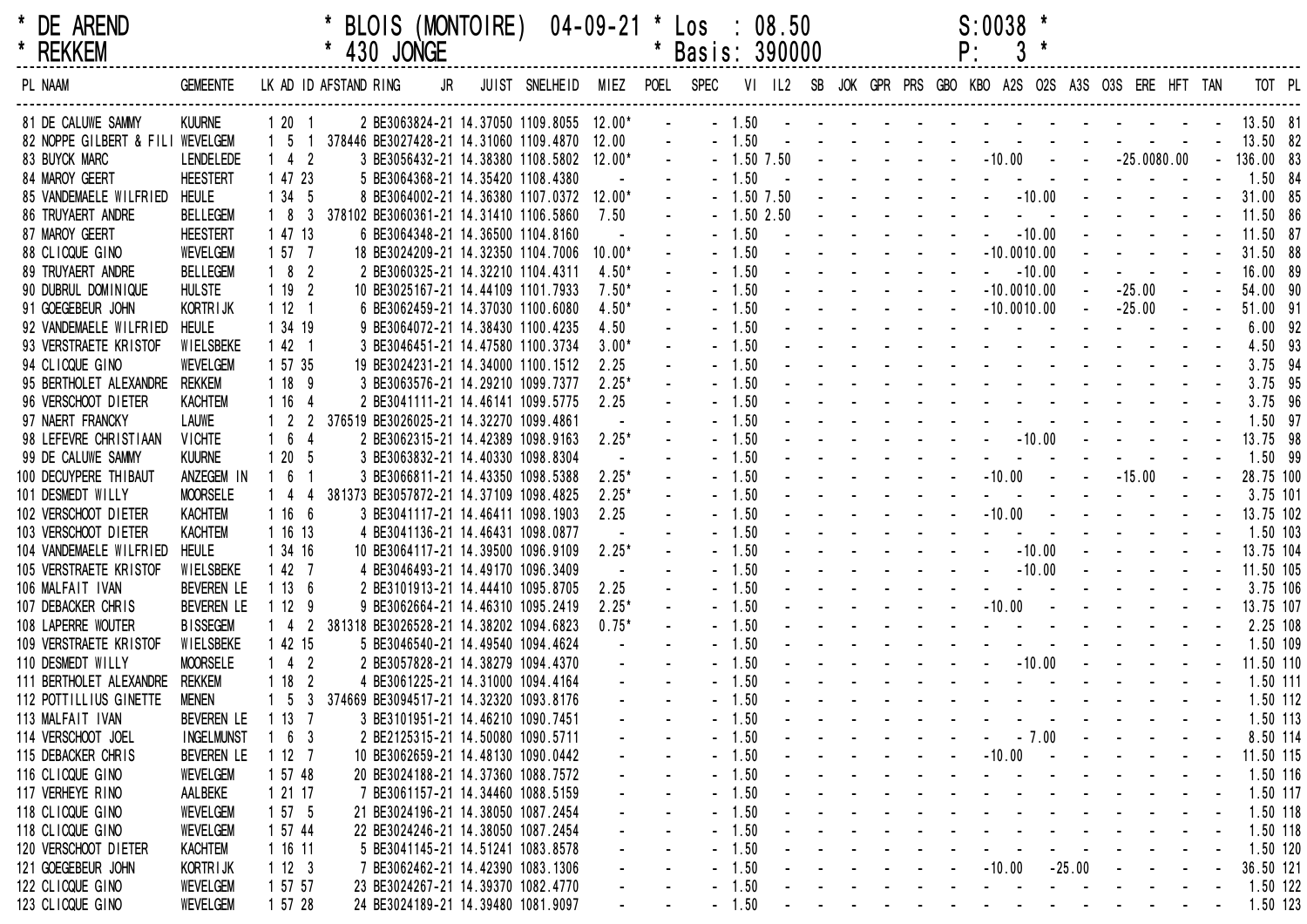| * DE AREND | * BLOIS (MONTOIRE) 04-09-21 | * Los : 08.50 | S:0038 * |
|---|---|---|---|
| * REKKEM | * 430 JONGE | * Basis: 390000 | P: 3 * |

| PL | NAAM | GEMEENTE | LK | AD | ID | AFSTAND | RING | JR | JUIST | SNELHEID | MIEZ | POEL | SPEC | VI | IL2 | SB | JOK | GPR | PRS | GBO | KBO | A2S | O2S | A3S | O3S | ERE | HFT | TAN | TOT | PL |
|---|---|---|---|---|---|---|---|---|---|---|---|---|---|---|---|---|---|---|---|---|---|---|---|---|---|---|---|---|---|---|
| 81 | DE CALUWE SAMMY | KUURNE | 1 | 20 | 1 | 2 | BE3063824-21 | | 14.37050 | 1109.8055 | 12.00* | - | - | 1.50 | - | - | - | - | - | - | - | - | - | - | - | - | - | - | 13.50 | 81 |
| 82 | NOPPE GILBERT & FILI | WEVELGEM | 1 | 5 | 1 | 378446 | BE3027428-21 | | 14.31060 | 1109.4870 | 12.00 | - | - | 1.50 | - | - | - | - | - | - | - | - | - | - | - | - | - | - | 13.50 | 82 |
| 83 | BUYCK MARC | LENDELEDE | 1 | 4 | 2 | 3 | BE3056432-21 | | 14.38380 | 1108.5802 | 12.00* | - | - | 1.50 | 7.50 | - | - | - | - | - | - | 10.00 | - | - | - | 25.00 | 80.00 | - | 136.00 | 83 |
| 84 | MAROY GEERT | HEESTERT | 1 | 47 | 23 | 5 | BE3064368-21 | | 14.35420 | 1108.4380 | - | - | - | 1.50 | - | - | - | - | - | - | - | - | - | - | - | - | - | - | 1.50 | 84 |
| 85 | VANDEMAELE WILFRIED | HEULE | 1 | 34 | 5 | 8 | BE3064002-21 | | 14.36380 | 1107.0372 | 12.00* | - | - | 1.50 | 7.50 | - | - | - | - | - | - | - | 10.00 | - | - | - | - | - | 31.00 | 85 |
| 86 | TRUYAERT ANDRE | BELLEGEM | 1 | 8 | 3 | 378102 | BE3060361-21 | | 14.31410 | 1106.5860 | 7.50 | - | - | 1.50 | 2.50 | - | - | - | - | - | - | - | - | - | - | - | - | - | 11.50 | 86 |
| 87 | MAROY GEERT | HEESTERT | 1 | 47 | 13 | 6 | BE3064348-21 | | 14.36500 | 1104.8160 | - | - | - | 1.50 | - | - | - | - | - | - | - | - | 10.00 | - | - | - | - | - | 11.50 | 87 |
| 88 | CLICQUE GINO | WEVELGEM | 1 | 57 | 7 | 18 | BE3024209-21 | | 14.32350 | 1104.7006 | 10.00* | - | - | 1.50 | - | - | - | - | - | - | - | 10.00 | 10.00 | - | - | - | - | - | 31.50 | 88 |
| 89 | TRUYAERT ANDRE | BELLEGEM | 1 | 8 | 2 | 2 | BE3060325-21 | | 14.32210 | 1104.4311 | 4.50* | - | - | 1.50 | - | - | - | - | - | - | - | - | 10.00 | - | - | - | - | - | 16.00 | 89 |
| 90 | DUBRUL DOMINIQUE | HULSTE | 1 | 19 | 2 | 10 | BE3025167-21 | | 14.44109 | 1101.7933 | 7.50* | - | - | 1.50 | - | - | - | - | - | - | - | 10.00 | 10.00 | - | - | 25.00 | - | - | 54.00 | 90 |
| 91 | GOEGEBEUR JOHN | KORTRIJK | 1 | 12 | 1 | 6 | BE3062459-21 | | 14.37030 | 1100.6080 | 4.50* | - | - | 1.50 | - | - | - | - | - | - | - | 10.00 | 10.00 | - | - | 25.00 | - | - | 51.00 | 91 |
| 92 | VANDEMAELE WILFRIED | HEULE | 1 | 34 | 19 | 9 | BE3064072-21 | | 14.38430 | 1100.4235 | 4.50 | - | - | 1.50 | - | - | - | - | - | - | - | - | - | - | - | - | - | - | 6.00 | 92 |
| 93 | VERSTRAETE KRISTOF | WIELSBEKE | 1 | 42 | 1 | 3 | BE3046451-21 | | 14.47580 | 1100.3734 | 3.00* | - | - | 1.50 | - | - | - | - | - | - | - | - | - | - | - | - | - | - | 4.50 | 93 |
| 94 | CLICQUE GINO | WEVELGEM | 1 | 57 | 35 | 19 | BE3024231-21 | | 14.34000 | 1100.1512 | 2.25 | - | - | 1.50 | - | - | - | - | - | - | - | - | - | - | - | - | - | - | 3.75 | 94 |
| 95 | BERTHOLET ALEXANDRE | REKKEM | 1 | 18 | 9 | 3 | BE3063576-21 | | 14.29210 | 1099.7377 | 2.25* | - | - | 1.50 | - | - | - | - | - | - | - | - | - | - | - | - | - | - | 3.75 | 95 |
| 96 | VERSCHOOT DIETER | KACHTEM | 1 | 16 | 4 | 2 | BE3041111-21 | | 14.46141 | 1099.5775 | 2.25 | - | - | 1.50 | - | - | - | - | - | - | - | - | - | - | - | - | - | - | 3.75 | 96 |
| 97 | NAERT FRANCKY | LAUWE | 1 | 2 | 2 | 376519 | BE3026025-21 | | 14.32270 | 1099.4861 | - | - | - | 1.50 | - | - | - | - | - | - | - | - | - | - | - | - | - | - | 1.50 | 97 |
| 98 | LEFEVRE CHRISTIAAN | VICHTE | 1 | 6 | 4 | 2 | BE3062315-21 | | 14.42389 | 1098.9163 | 2.25* | - | - | 1.50 | - | - | - | - | - | - | - | - | 10.00 | - | - | - | - | - | 13.75 | 98 |
| 99 | DE CALUWE SAMMY | KUURNE | 1 | 20 | 5 | 3 | BE3063832-21 | | 14.40330 | 1098.8304 | - | - | - | 1.50 | - | - | - | - | - | - | - | - | - | - | - | - | - | - | 1.50 | 99 |
| 100 | DECUYPERE THIBAUT | ANZEGEM IN | 1 | 6 | 1 | 3 | BE3066811-21 | | 14.43350 | 1098.5388 | 2.25* | - | - | 1.50 | - | - | - | - | - | - | - | 10.00 | - | - | - | 15.00 | - | - | 28.75 | 100 |
| 101 | DESMEDT WILLY | MOORSELE | 1 | 4 | 4 | 381373 | BE3057872-21 | | 14.37109 | 1098.4825 | 2.25* | - | - | 1.50 | - | - | - | - | - | - | - | - | - | - | - | - | - | - | 3.75 | 101 |
| 102 | VERSCHOOT DIETER | KACHTEM | 1 | 16 | 6 | 3 | BE3041117-21 | | 14.46411 | 1098.1903 | 2.25 | - | - | 1.50 | - | - | - | - | - | - | - | 10.00 | - | - | - | - | - | - | 13.75 | 102 |
| 103 | VERSCHOOT DIETER | KACHTEM | 1 | 16 | 13 | 4 | BE3041136-21 | | 14.46431 | 1098.0877 | - | - | - | 1.50 | - | - | - | - | - | - | - | - | - | - | - | - | - | - | 1.50 | 103 |
| 104 | VANDEMAELE WILFRIED | HEULE | 1 | 34 | 16 | 10 | BE3064117-21 | | 14.39500 | 1096.9109 | 2.25* | - | - | 1.50 | - | - | - | - | - | - | - | - | 10.00 | - | - | - | - | - | 13.75 | 104 |
| 105 | VERSTRAETE KRISTOF | WIELSBEKE | 1 | 42 | 7 | 4 | BE3046493-21 | | 14.49170 | 1096.3409 | - | - | - | 1.50 | - | - | - | - | - | - | - | - | 10.00 | - | - | - | - | - | 11.50 | 105 |
| 106 | MALFAIT IVAN | BEVEREN LE | 1 | 13 | 6 | 2 | BE3101913-21 | | 14.44410 | 1095.8705 | 2.25 | - | - | 1.50 | - | - | - | - | - | - | - | - | - | - | - | - | - | - | 3.75 | 106 |
| 107 | DEBACKER CHRIS | BEVEREN LE | 1 | 12 | 9 | 9 | BE3062664-21 | | 14.46310 | 1095.2419 | 2.25* | - | - | 1.50 | - | - | - | - | - | - | - | 10.00 | - | - | - | - | - | - | 13.75 | 107 |
| 108 | LAPERRE WOUTER | BISSEGEM | 1 | 4 | 2 | 381318 | BE3026528-21 | | 14.38202 | 1094.6823 | 0.75* | - | - | 1.50 | - | - | - | - | - | - | - | - | - | - | - | - | - | - | 2.25 | 108 |
| 109 | VERSTRAETE KRISTOF | WIELSBEKE | 1 | 42 | 15 | 5 | BE3046540-21 | | 14.49540 | 1094.4624 | - | - | - | 1.50 | - | - | - | - | - | - | - | - | - | - | - | - | - | - | 1.50 | 109 |
| 110 | DESMEDT WILLY | MOORSELE | 1 | 4 | 2 | 2 | BE3057828-21 | | 14.38279 | 1094.4370 | - | - | - | 1.50 | - | - | - | - | - | - | - | - | 10.00 | - | - | - | - | - | 11.50 | 110 |
| 111 | BERTHOLET ALEXANDRE | REKKEM | 1 | 18 | 2 | 4 | BE3061225-21 | | 14.31000 | 1094.4164 | - | - | - | 1.50 | - | - | - | - | - | - | - | - | - | - | - | - | - | - | 1.50 | 111 |
| 112 | POTTILLIUS GINETTE | MENEN | 1 | 5 | 3 | 374669 | BE3094517-21 | | 14.32320 | 1093.8176 | - | - | - | 1.50 | - | - | - | - | - | - | - | - | - | - | - | - | - | - | 1.50 | 112 |
| 113 | MALFAIT IVAN | BEVEREN LE | 1 | 13 | 7 | 3 | BE3101951-21 | | 14.46210 | 1090.7451 | - | - | - | 1.50 | - | - | - | - | - | - | - | - | - | - | - | - | - | - | 1.50 | 113 |
| 114 | VERSCHOOT JOEL | INGELMUNST | 1 | 6 | 3 | 2 | BE2125315-21 | | 14.50080 | 1090.5711 | - | - | - | 1.50 | - | - | - | - | - | - | - | - | 7.00 | - | - | - | - | - | 8.50 | 114 |
| 115 | DEBACKER CHRIS | BEVEREN LE | 1 | 12 | 7 | 10 | BE3062659-21 | | 14.48130 | 1090.0442 | - | - | - | 1.50 | - | - | - | - | - | - | - | 10.00 | - | - | - | - | - | - | 11.50 | 115 |
| 116 | CLICQUE GINO | WEVELGEM | 1 | 57 | 48 | 20 | BE3024188-21 | | 14.37360 | 1088.7572 | - | - | - | 1.50 | - | - | - | - | - | - | - | - | - | - | - | - | - | - | 1.50 | 116 |
| 117 | VERHEYE RINO | AALBEKE | 1 | 21 | 17 | 7 | BE3061157-21 | | 14.34460 | 1088.5159 | - | - | - | 1.50 | - | - | - | - | - | - | - | - | - | - | - | - | - | - | 1.50 | 117 |
| 118 | CLICQUE GINO | WEVELGEM | 1 | 57 | 5 | 21 | BE3024196-21 | | 14.38050 | 1087.2454 | - | - | - | 1.50 | - | - | - | - | - | - | - | - | - | - | - | - | - | - | 1.50 | 118 |
| 118 | CLICQUE GINO | WEVELGEM | 1 | 57 | 44 | 22 | BE3024246-21 | | 14.38050 | 1087.2454 | - | - | - | 1.50 | - | - | - | - | - | - | - | - | - | - | - | - | - | - | 1.50 | 118 |
| 120 | VERSCHOOT DIETER | KACHTEM | 1 | 16 | 11 | 5 | BE3041145-21 | | 14.51241 | 1083.8578 | - | - | - | 1.50 | - | - | - | - | - | - | - | - | - | - | - | - | - | - | 1.50 | 120 |
| 121 | GOEGEBEUR JOHN | KORTRIJK | 1 | 12 | 3 | 7 | BE3062462-21 | | 14.42390 | 1083.1306 | - | - | - | 1.50 | - | - | - | - | - | - | - | 10.00 | - | 25.00 | - | - | - | - | 36.50 | 121 |
| 122 | CLICQUE GINO | WEVELGEM | 1 | 57 | 57 | 23 | BE3024267-21 | | 14.39370 | 1082.4770 | - | - | - | 1.50 | - | - | - | - | - | - | - | - | - | - | - | - | - | - | 1.50 | 122 |
| 123 | CLICQUE GINO | WEVELGEM | 1 | 57 | 28 | 24 | BE3024189-21 | | 14.39480 | 1081.9097 | - | - | - | 1.50 | - | - | - | - | - | - | - | - | - | - | - | - | - | - | 1.50 | 123 |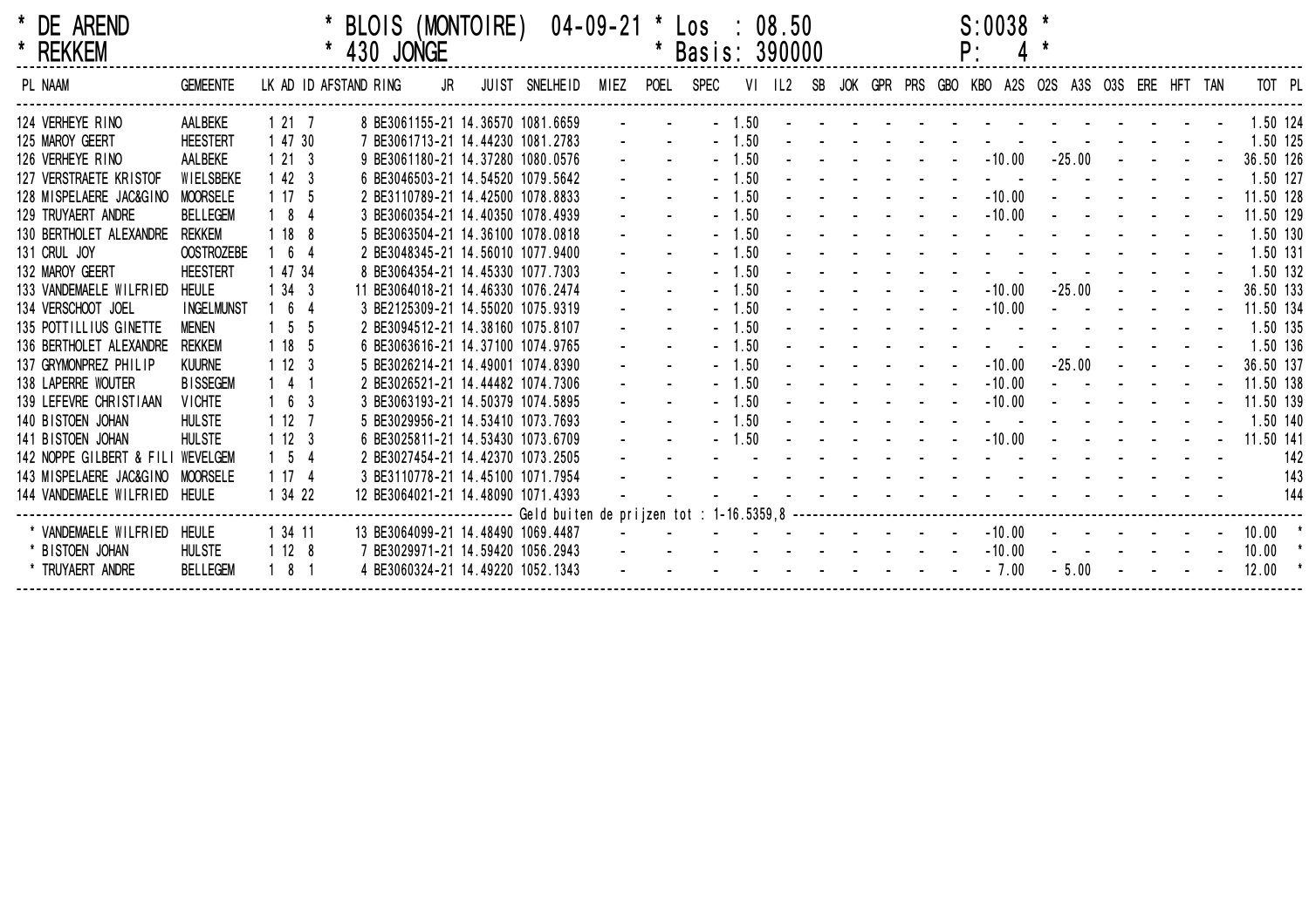```
* DE AREND                  * BLOIS (MONTOIRE)  04-09-21 * Los  : 08.50            S:0038 *
* REKKEM                    * 430 JONGE                  * Basis: 390000           P:    4 *
```

| PL NAAM | GEMEENTE | LK AD ID AFSTAND RING | JR | JUIST | SNELHEID | MIEZ | POEL | SPEC | VI | IL2 | SB | JOK | GPR | PRS | GBO | KBO | A2S | O2S | A3S | O3S | ERE | HFT | TAN | TOT | PL |
|---|---|---|---|---|---|---|---|---|---|---|---|---|---|---|---|---|---|---|---|---|---|---|---|---|---|
| 124 VERHEYE RINO | AALBEKE | 1 21 7 | 8 BE3061155-21 | 14.36570 | 1081.6659 | - | - | - | 1.50 | - | - | - | - | - | - | - | - | - | - | - | - | - | - | 1.50 | 124 |
| 125 MAROY GEERT | HEESTERT | 1 47 30 | 7 BE3061713-21 | 14.44230 | 1081.2783 | - | - | - | 1.50 | - | - | - | - | - | - | - | - | - | - | - | - | - | - | 1.50 | 125 |
| 126 VERHEYE RINO | AALBEKE | 1 21 3 | 9 BE3061180-21 | 14.37280 | 1080.0576 | - | - | - | 1.50 | - | - | - | - | - | - | - | -10.00 | - | -25.00 | - | - | - | - | 36.50 | 126 |
| 127 VERSTRAETE KRISTOF | WIELSBEKE | 1 42 3 | 6 BE3046503-21 | 14.54520 | 1079.5642 | - | - | - | 1.50 | - | - | - | - | - | - | - | - | - | - | - | - | - | - | 1.50 | 127 |
| 128 MISPELAERE JAC&GINO | MOORSELE | 1 17 5 | 2 BE3110789-21 | 14.42500 | 1078.8833 | - | - | - | 1.50 | - | - | - | - | - | - | - | -10.00 | - | - | - | - | - | - | 11.50 | 128 |
| 129 TRUYAERT ANDRE | BELLEGEM | 1 8 4 | 3 BE3060354-21 | 14.40350 | 1078.4939 | - | - | - | 1.50 | - | - | - | - | - | - | - | -10.00 | - | - | - | - | - | - | 11.50 | 129 |
| 130 BERTHOLET ALEXANDRE | REKKEM | 1 18 8 | 5 BE3063504-21 | 14.36100 | 1078.0818 | - | - | - | 1.50 | - | - | - | - | - | - | - | - | - | - | - | - | - | - | 1.50 | 130 |
| 131 CRUL JOY | OOSTROZEBE | 1 6 4 | 2 BE3048345-21 | 14.56010 | 1077.9400 | - | - | - | 1.50 | - | - | - | - | - | - | - | - | - | - | - | - | - | - | 1.50 | 131 |
| 132 MAROY GEERT | HEESTERT | 1 47 34 | 8 BE3064354-21 | 14.45330 | 1077.7303 | - | - | - | 1.50 | - | - | - | - | - | - | - | - | - | - | - | - | - | - | 1.50 | 132 |
| 133 VANDEMAELE WILFRIED | HEULE | 1 34 3 | 11 BE3064018-21 | 14.46330 | 1076.2474 | - | - | - | 1.50 | - | - | - | - | - | - | - | -10.00 | - | -25.00 | - | - | - | - | 36.50 | 133 |
| 134 VERSCHOOT JOEL | INGELMUNST | 1 6 4 | 3 BE2125309-21 | 14.55020 | 1075.9319 | - | - | - | 1.50 | - | - | - | - | - | - | - | -10.00 | - | - | - | - | - | - | 11.50 | 134 |
| 135 POTTILLIUS GINETTE | MENEN | 1 5 5 | 2 BE3094512-21 | 14.38160 | 1075.8107 | - | - | - | 1.50 | - | - | - | - | - | - | - | - | - | - | - | - | - | - | 1.50 | 135 |
| 136 BERTHOLET ALEXANDRE | REKKEM | 1 18 5 | 6 BE3063616-21 | 14.37100 | 1074.9765 | - | - | - | 1.50 | - | - | - | - | - | - | - | - | - | - | - | - | - | - | 1.50 | 136 |
| 137 GRYMONPREZ PHILIP | KUURNE | 1 12 3 | 5 BE3026214-21 | 14.49001 | 1074.8390 | - | - | - | 1.50 | - | - | - | - | - | - | - | -10.00 | - | -25.00 | - | - | - | - | 36.50 | 137 |
| 138 LAPERRE WOUTER | BISSEGEM | 1 4 1 | 2 BE3026521-21 | 14.44482 | 1074.7306 | - | - | - | 1.50 | - | - | - | - | - | - | - | -10.00 | - | - | - | - | - | - | 11.50 | 138 |
| 139 LEFEVRE CHRISTIAAN | VICHTE | 1 6 3 | 3 BE3063193-21 | 14.50379 | 1074.5895 | - | - | - | 1.50 | - | - | - | - | - | - | - | -10.00 | - | - | - | - | - | - | 11.50 | 139 |
| 140 BISTOEN JOHAN | HULSTE | 1 12 7 | 5 BE3029956-21 | 14.53410 | 1073.7693 | - | - | - | 1.50 | - | - | - | - | - | - | - | - | - | - | - | - | - | - | 1.50 | 140 |
| 141 BISTOEN JOHAN | HULSTE | 1 12 3 | 6 BE3025811-21 | 14.53430 | 1073.6709 | - | - | - | 1.50 | - | - | - | - | - | - | - | -10.00 | - | - | - | - | - | - | 11.50 | 141 |
| 142 NOPPE GILBERT & FILI | WEVELGEM | 1 5 4 | 2 BE3027454-21 | 14.42370 | 1073.2505 | - | - | - | - | - | - | - | - | - | - | - | - | - | - | - | - | - | - | | 142 |
| 143 MISPELAERE JAC&GINO | MOORSELE | 1 17 4 | 3 BE3110778-21 | 14.45100 | 1071.7954 | - | - | - | - | - | - | - | - | - | - | - | - | - | - | - | - | - | - | | 143 |
| 144 VANDEMAELE WILFRIED | HEULE | 1 34 22 | 12 BE3064021-21 | 14.48090 | 1071.4393 | - | - | - | - | - | - | - | - | - | - | - | - | - | - | - | - | - | - | | 144 |
| Geld buiten de prijzen tot : 1-16.5359,8 | | | | | | | | | | | | | | | | | | | | | | | | | |
| * VANDEMAELE WILFRIED | HEULE | 1 34 11 | 13 BE3064099-21 | 14.48490 | 1069.4487 | - | - | - | - | - | - | - | - | - | - | - | -10.00 | - | - | - | - | - | - | 10.00 | * |
| * BISTOEN JOHAN | HULSTE | 1 12 8 | 7 BE3029971-21 | 14.59420 | 1056.2943 | - | - | - | - | - | - | - | - | - | - | - | -10.00 | - | - | - | - | - | - | 10.00 | * |
| * TRUYAERT ANDRE | BELLEGEM | 1 8 1 | 4 BE3060324-21 | 14.49220 | 1052.1343 | - | - | - | - | - | - | - | - | - | - | - | - 7.00 | - | - 5.00 | - | - | - | - | 12.00 | * |